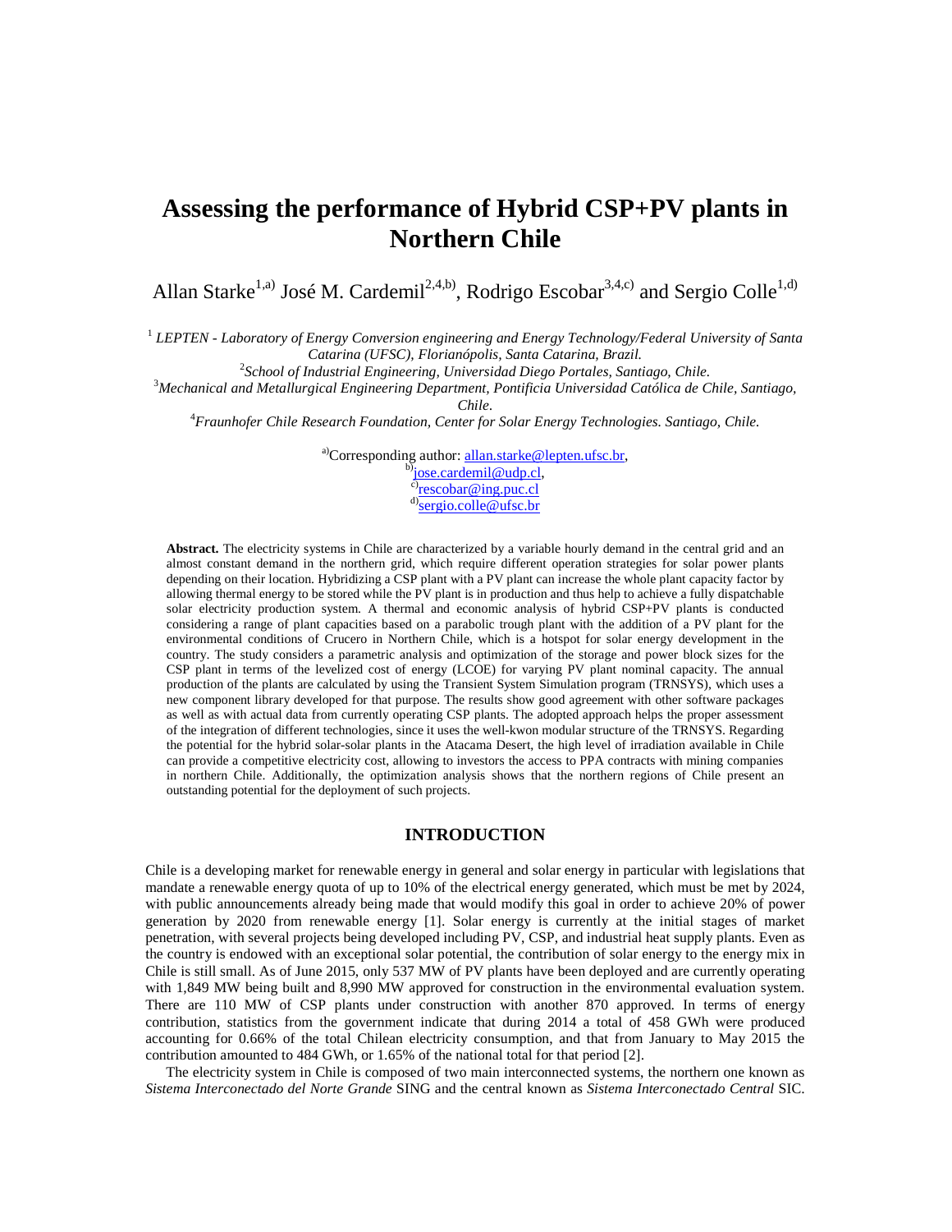# Assessing the performance of Hybrid CSP+PV plants in Northern Chile

Allan Starke[1,a)] José M. Cardemil[2,4,b)], Rodrigo Escobar[3,4,c)] and Sergio Colle[1,d)]

[1] *LEPTEN - Laboratory of Energy Conversion engineering and Energy Technology/Federal University of Santa Catarina (UFSC), Florianópolis, Santa Catarina, Brazil.*

[2] *School of Industrial Engineering, Universidad Diego Portales, Santiago, Chile.*

[3] *Mechanical and Metallurgical Engineering Department, Pontificia Universidad Católica de Chile, Santiago, Chile.*

[4] *Fraunhofer Chile Research Foundation, Center for Solar Energy Technologies. Santiago, Chile.*

[a)] Corresponding author: allan.starke@lepten.ufsc.br,
[b)] jose.cardemil@udp.cl,
[c)] rescobar@ing.puc.cl
[d)] sergio.colle@ufsc.br

**Abstract.** The electricity systems in Chile are characterized by a variable hourly demand in the central grid and an almost constant demand in the northern grid, which require different operation strategies for solar power plants depending on their location. Hybridizing a CSP plant with a PV plant can increase the whole plant capacity factor by allowing thermal energy to be stored while the PV plant is in production and thus help to achieve a fully dispatchable solar electricity production system. A thermal and economic analysis of hybrid CSP+PV plants is conducted considering a range of plant capacities based on a parabolic trough plant with the addition of a PV plant for the environmental conditions of Crucero in Northern Chile, which is a hotspot for solar energy development in the country. The study considers a parametric analysis and optimization of the storage and power block sizes for the CSP plant in terms of the levelized cost of energy (LCOE) for varying PV plant nominal capacity. The annual production of the plants are calculated by using the Transient System Simulation program (TRNSYS), which uses a new component library developed for that purpose. The results show good agreement with other software packages as well as with actual data from currently operating CSP plants. The adopted approach helps the proper assessment of the integration of different technologies, since it uses the well-kwon modular structure of the TRNSYS. Regarding the potential for the hybrid solar-solar plants in the Atacama Desert, the high level of irradiation available in Chile can provide a competitive electricity cost, allowing to investors the access to PPA contracts with mining companies in northern Chile. Additionally, the optimization analysis shows that the northern regions of Chile present an outstanding potential for the deployment of such projects.

## INTRODUCTION

Chile is a developing market for renewable energy in general and solar energy in particular with legislations that mandate a renewable energy quota of up to 10% of the electrical energy generated, which must be met by 2024, with public announcements already being made that would modify this goal in order to achieve 20% of power generation by 2020 from renewable energy [1]. Solar energy is currently at the initial stages of market penetration, with several projects being developed including PV, CSP, and industrial heat supply plants. Even as the country is endowed with an exceptional solar potential, the contribution of solar energy to the energy mix in Chile is still small. As of June 2015, only 537 MW of PV plants have been deployed and are currently operating with 1,849 MW being built and 8,990 MW approved for construction in the environmental evaluation system. There are 110 MW of CSP plants under construction with another 870 approved. In terms of energy contribution, statistics from the government indicate that during 2014 a total of 458 GWh were produced accounting for 0.66% of the total Chilean electricity consumption, and that from January to May 2015 the contribution amounted to 484 GWh, or 1.65% of the national total for that period [2].

The electricity system in Chile is composed of two main interconnected systems, the northern one known as *Sistema Interconectado del Norte Grande* SING and the central known as *Sistema Interconectado Central* SIC.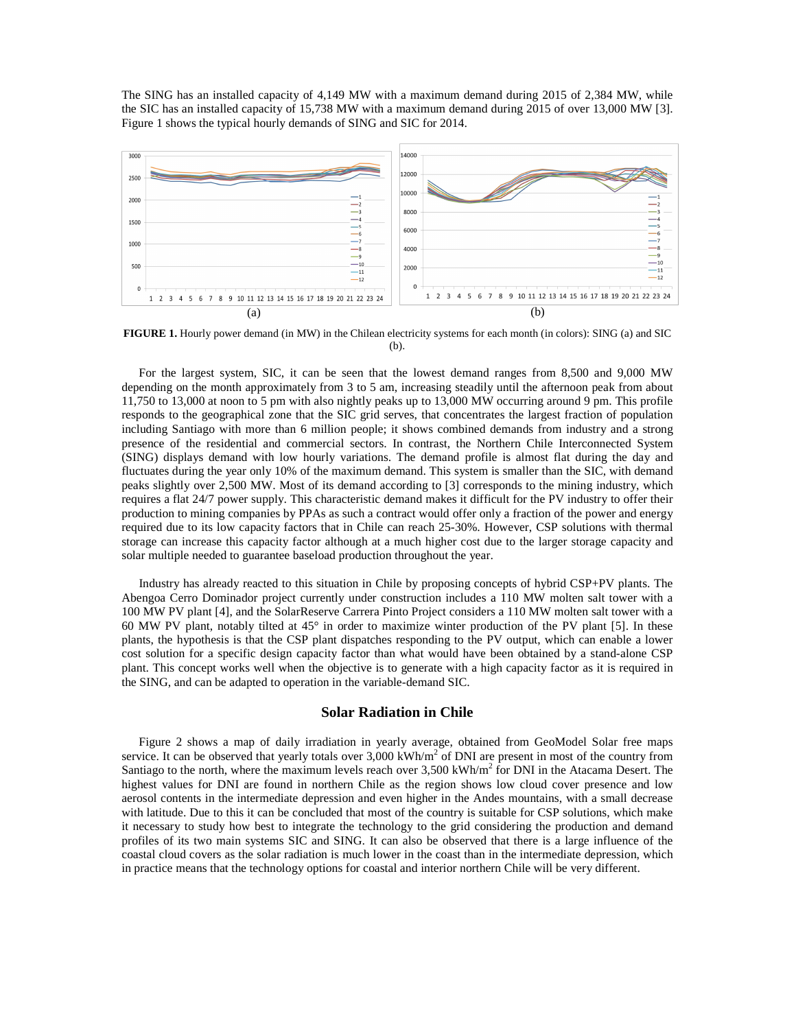The SING has an installed capacity of 4,149 MW with a maximum demand during 2015 of 2,384 MW, while the SIC has an installed capacity of 15,738 MW with a maximum demand during 2015 of over 13,000 MW [3]. Figure 1 shows the typical hourly demands of SING and SIC for 2014.

**FIGURE 1.** Hourly power demand (in MW) in the Chilean electricity systems for each month (in colors): SING (a) and SIC (b).

For the largest system, SIC, it can be seen that the lowest demand ranges from 8,500 and 9,000 MW depending on the month approximately from 3 to 5 am, increasing steadily until the afternoon peak from about 11,750 to 13,000 at noon to 5 pm with also nightly peaks up to 13,000 MW occurring around 9 pm. This profile responds to the geographical zone that the SIC grid serves, that concentrates the largest fraction of population including Santiago with more than 6 million people; it shows combined demands from industry and a strong presence of the residential and commercial sectors. In contrast, the Northern Chile Interconnected System (SING) displays demand with low hourly variations. The demand profile is almost flat during the day and fluctuates during the year only 10% of the maximum demand. This system is smaller than the SIC, with demand peaks slightly over 2,500 MW. Most of its demand according to [3] corresponds to the mining industry, which requires a flat 24/7 power supply. This characteristic demand makes it difficult for the PV industry to offer their production to mining companies by PPAs as such a contract would offer only a fraction of the power and energy required due to its low capacity factors that in Chile can reach 25-30%. However, CSP solutions with thermal storage can increase this capacity factor although at a much higher cost due to the larger storage capacity and solar multiple needed to guarantee baseload production throughout the year.

Industry has already reacted to this situation in Chile by proposing concepts of hybrid CSP+PV plants. The Abengoa Cerro Dominador project currently under construction includes a 110 MW molten salt tower with a 100 MW PV plant [4], and the SolarReserve Carrera Pinto Project considers a 110 MW molten salt tower with a 60 MW PV plant, notably tilted at 45° in order to maximize winter production of the PV plant [5]. In these plants, the hypothesis is that the CSP plant dispatches responding to the PV output, which can enable a lower cost solution for a specific design capacity factor than what would have been obtained by a stand-alone CSP plant. This concept works well when the objective is to generate with a high capacity factor as it is required in the SING, and can be adapted to operation in the variable-demand SIC.

## Solar Radiation in Chile

Figure 2 shows a map of daily irradiation in yearly average, obtained from GeoModel Solar free maps service. It can be observed that yearly totals over 3,000 kWh/m$^2$ of DNI are present in most of the country from Santiago to the north, where the maximum levels reach over 3,500 kWh/m$^2$ for DNI in the Atacama Desert. The highest values for DNI are found in northern Chile as the region shows low cloud cover presence and low aerosol contents in the intermediate depression and even higher in the Andes mountains, with a small decrease with latitude. Due to this it can be concluded that most of the country is suitable for CSP solutions, which make it necessary to study how best to integrate the technology to the grid considering the production and demand profiles of its two main systems SIC and SING. It can also be observed that there is a large influence of the coastal cloud covers as the solar radiation is much lower in the coast than in the intermediate depression, which in practice means that the technology options for coastal and interior northern Chile will be very different.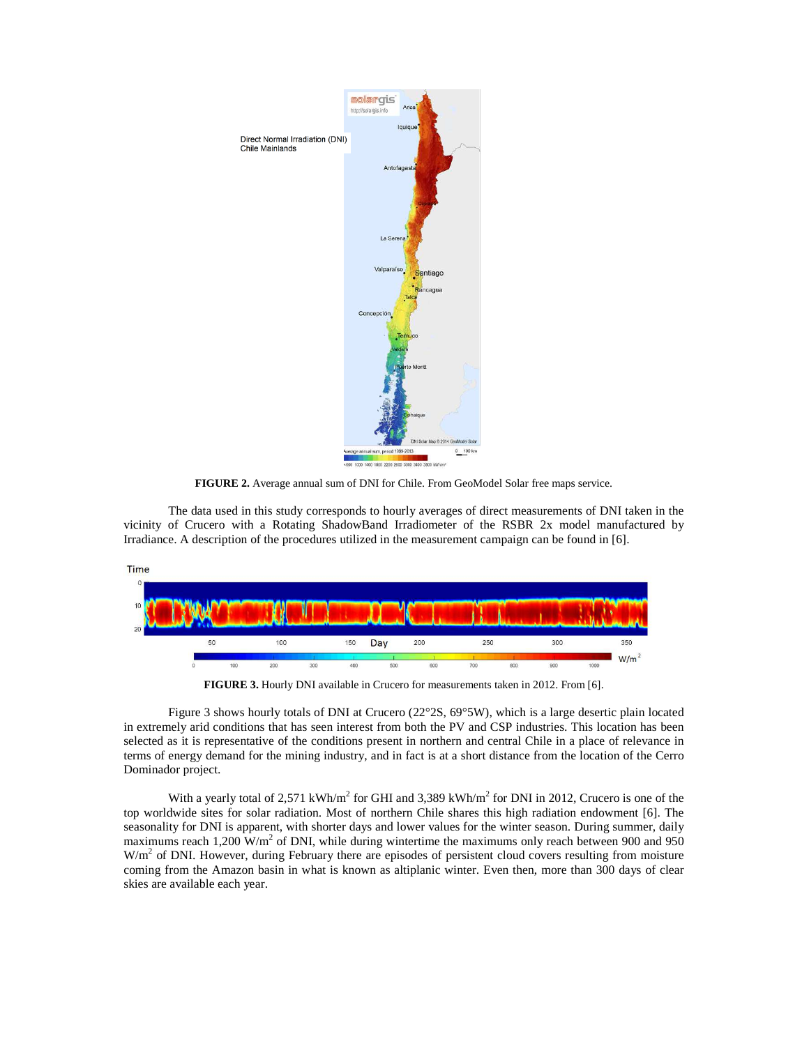**FIGURE 2.** Average annual sum of DNI for Chile. From GeoModel Solar free maps service.

The data used in this study corresponds to hourly averages of direct measurements of DNI taken in the vicinity of Crucero with a Rotating ShadowBand Irradiometer of the RSBR 2x model manufactured by Irradiance. A description of the procedures utilized in the measurement campaign can be found in [6].

**FIGURE 3.** Hourly DNI available in Crucero for measurements taken in 2012. From [6].

Figure 3 shows hourly totals of DNI at Crucero (22°2S, 69°5W), which is a large desertic plain located in extremely arid conditions that has seen interest from both the PV and CSP industries. This location has been selected as it is representative of the conditions present in northern and central Chile in a place of relevance in terms of energy demand for the mining industry, and in fact is at a short distance from the location of the Cerro Dominador project.

With a yearly total of 2,571 $kWh/m^2$ for GHI and 3,389 $kWh/m^2$ for DNI in 2012, Crucero is one of the top worldwide sites for solar radiation. Most of northern Chile shares this high radiation endowment [6]. The seasonality for DNI is apparent, with shorter days and lower values for the winter season. During summer, daily maximums reach 1,200 $W/m^2$ of DNI, while during wintertime the maximums only reach between 900 and 950 $W/m^2$ of DNI. However, during February there are episodes of persistent cloud covers resulting from moisture coming from the Amazon basin in what is known as altiplanic winter. Even then, more than 300 days of clear skies are available each year.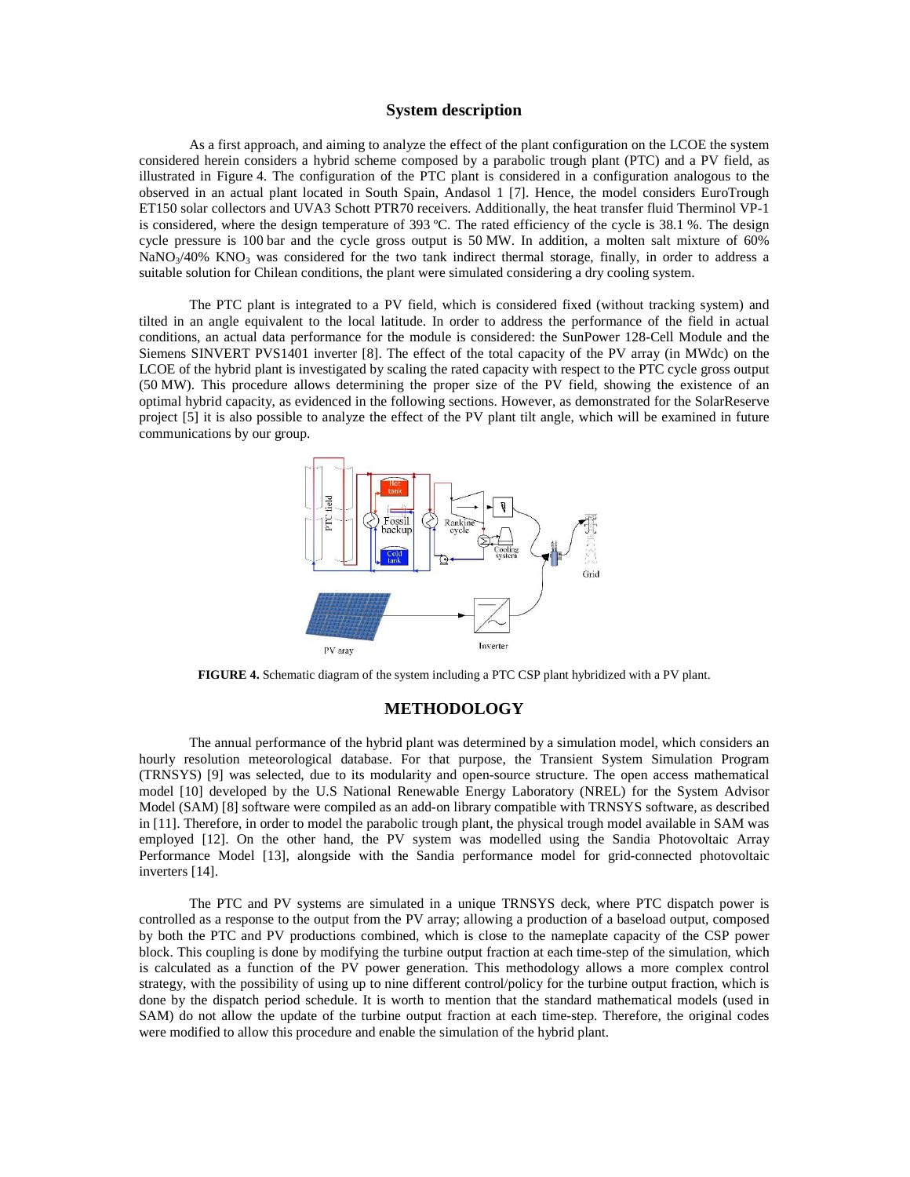## System description

As a first approach, and aiming to analyze the effect of the plant configuration on the LCOE the system considered herein considers a hybrid scheme composed by a parabolic trough plant (PTC) and a PV field, as illustrated in Figure 4. The configuration of the PTC plant is considered in a configuration analogous to the observed in an actual plant located in South Spain, Andasol 1 [7]. Hence, the model considers EuroTrough ET150 solar collectors and UVA3 Schott PTR70 receivers. Additionally, the heat transfer fluid Therminol VP-1 is considered, where the design temperature of 393 ºC. The rated efficiency of the cycle is 38.1 %. The design cycle pressure is 100 bar and the cycle gross output is 50 MW. In addition, a molten salt mixture of 60% $NaNO_3$/40% $KNO_3$ was considered for the two tank indirect thermal storage, finally, in order to address a suitable solution for Chilean conditions, the plant were simulated considering a dry cooling system.

The PTC plant is integrated to a PV field, which is considered fixed (without tracking system) and tilted in an angle equivalent to the local latitude. In order to address the performance of the field in actual conditions, an actual data performance for the module is considered: the SunPower 128-Cell Module and the Siemens SINVERT PVS1401 inverter [8]. The effect of the total capacity of the PV array (in MWdc) on the LCOE of the hybrid plant is investigated by scaling the rated capacity with respect to the PTC cycle gross output (50 MW). This procedure allows determining the proper size of the PV field, showing the existence of an optimal hybrid capacity, as evidenced in the following sections. However, as demonstrated for the SolarReserve project [5] it is also possible to analyze the effect of the PV plant tilt angle, which will be examined in future communications by our group.

**FIGURE 4.** Schematic diagram of the system including a PTC CSP plant hybridized with a PV plant.

## METHODOLOGY

The annual performance of the hybrid plant was determined by a simulation model, which considers an hourly resolution meteorological database. For that purpose, the Transient System Simulation Program (TRNSYS) [9] was selected, due to its modularity and open-source structure. The open access mathematical model [10] developed by the U.S National Renewable Energy Laboratory (NREL) for the System Advisor Model (SAM) [8] software were compiled as an add-on library compatible with TRNSYS software, as described in [11]. Therefore, in order to model the parabolic trough plant, the physical trough model available in SAM was employed [12]. On the other hand, the PV system was modelled using the Sandia Photovoltaic Array Performance Model [13], alongside with the Sandia performance model for grid-connected photovoltaic inverters [14].

The PTC and PV systems are simulated in a unique TRNSYS deck, where PTC dispatch power is controlled as a response to the output from the PV array; allowing a production of a baseload output, composed by both the PTC and PV productions combined, which is close to the nameplate capacity of the CSP power block. This coupling is done by modifying the turbine output fraction at each time-step of the simulation, which is calculated as a function of the PV power generation. This methodology allows a more complex control strategy, with the possibility of using up to nine different control/policy for the turbine output fraction, which is done by the dispatch period schedule. It is worth to mention that the standard mathematical models (used in SAM) do not allow the update of the turbine output fraction at each time-step. Therefore, the original codes were modified to allow this procedure and enable the simulation of the hybrid plant.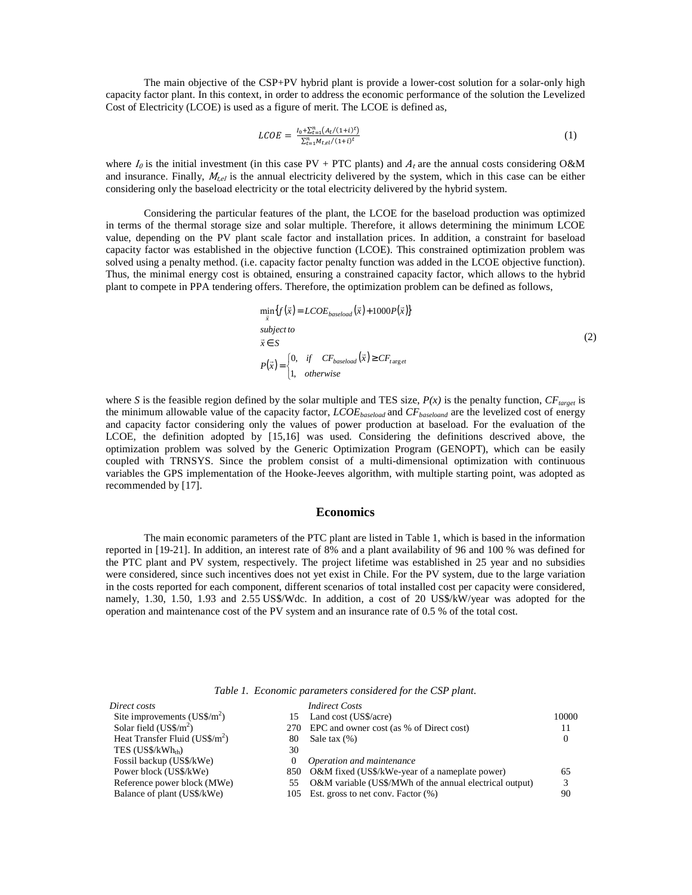The main objective of the CSP+PV hybrid plant is provide a lower-cost solution for a solar-only high capacity factor plant. In this context, in order to address the economic performance of the solution the Levelized Cost of Electricity (LCOE) is used as a figure of merit. The LCOE is defined as,

$$LCOE = \frac{I_0 + \sum_{t=1}^{n}\left(A_t/(1+i)^t\right)}{\sum_{t=1}^{n} M_{t,el}/(1+i)^t} \tag{1}$$

where $I_0$ is the initial investment (in this case PV + PTC plants) and $A_t$ are the annual costs considering O&M and insurance. Finally, $M_{t,el}$ is the annual electricity delivered by the system, which in this case can be either considering only the baseload electricity or the total electricity delivered by the hybrid system.

Considering the particular features of the plant, the LCOE for the baseload production was optimized in terms of the thermal storage size and solar multiple. Therefore, it allows determining the minimum LCOE value, depending on the PV plant scale factor and installation prices. In addition, a constraint for baseload capacity factor was established in the objective function (LCOE). This constrained optimization problem was solved using a penalty method. (i.e. capacity factor penalty function was added in the LCOE objective function). Thus, the minimal energy cost is obtained, ensuring a constrained capacity factor, which allows to the hybrid plant to compete in PPA tendering offers. Therefore, the optimization problem can be defined as follows,

$$\begin{aligned}
&\min_{\vec{x}} \left\{ f(\vec{x}) = LCOE_{baseload}(\vec{x}) + 1000P(\vec{x}) \right\} \\
&\textit{subject to} \\
&\vec{x} \in S \\
&P(\vec{x}) = \begin{cases} 0, & \textit{if} \quad CF_{baseload}(\vec{x}) \geq CF_{target} \\ 1, & \textit{otherwise} \end{cases}
\end{aligned} \tag{2}$$

where *S* is the feasible region defined by the solar multiple and TES size, *P(x)* is the penalty function, $CF_{target}$ is the minimum allowable value of the capacity factor, $LCOE_{baseload}$ and $CF_{baseloand}$ are the levelized cost of energy and capacity factor considering only the values of power production at baseload. For the evaluation of the LCOE, the definition adopted by [15,16] was used. Considering the definitions descrived above, the optimization problem was solved by the Generic Optimization Program (GENOPT), which can be easily coupled with TRNSYS. Since the problem consist of a multi-dimensional optimization with continuous variables the GPS implementation of the Hooke-Jeeves algorithm, with multiple starting point, was adopted as recommended by [17].

## Economics

The main economic parameters of the PTC plant are listed in Table 1, which is based in the information reported in [19-21]. In addition, an interest rate of 8% and a plant availability of 96 and 100 % was defined for the PTC plant and PV system, respectively. The project lifetime was established in 25 year and no subsidies were considered, since such incentives does not yet exist in Chile. For the PV system, due to the large variation in the costs reported for each component, different scenarios of total installed cost per capacity were considered, namely, 1.30, 1.50, 1.93 and 2.55 US$/Wdc. In addition, a cost of 20 US$/kW/year was adopted for the operation and maintenance cost of the PV system and an insurance rate of 0.5 % of the total cost.

*Table 1. Economic parameters considered for the CSP plant.*

| *Direct costs* | | *Indirect Costs* | |
|---|---|---|---|
| Site improvements (US$/m$^2$) | 15 | Land cost (US$/acre) | 10000 |
| Solar field (US$/m$^2$) | 270 | EPC and owner cost (as % of Direct cost) | 11 |
| Heat Transfer Fluid (US$/m$^2$) | 80 | Sale tax (%) | 0 |
| TES (US$/kWh$_{th}$) | 30 | | |
| Fossil backup (US$/kWe) | 0 | *Operation and maintenance* | |
| Power block (US$/kWe) | 850 | O&M fixed (US$/kWe-year of a nameplate power) | 65 |
| Reference power block (MWe) | 55 | O&M variable (US$/MWh of the annual electrical output) | 3 |
| Balance of plant (US$/kWe) | 105 | Est. gross to net conv. Factor (%) | 90 |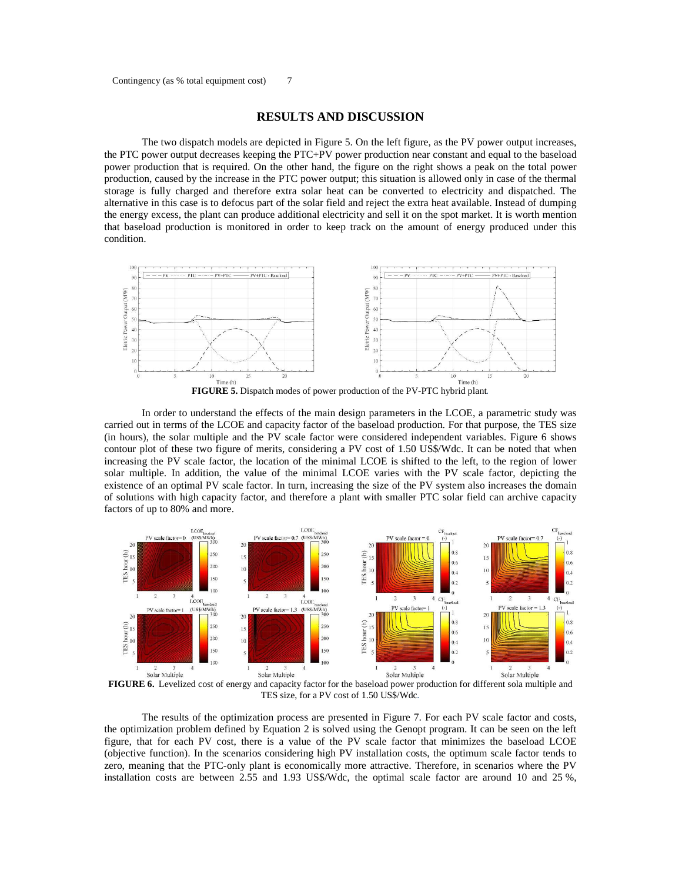Contingency (as % total equipment cost) 7

## RESULTS AND DISCUSSION

The two dispatch models are depicted in Figure 5. On the left figure, as the PV power output increases, the PTC power output decreases keeping the PTC+PV power production near constant and equal to the baseload power production that is required. On the other hand, the figure on the right shows a peak on the total power production, caused by the increase in the PTC power output; this situation is allowed only in case of the thermal storage is fully charged and therefore extra solar heat can be converted to electricity and dispatched. The alternative in this case is to defocus part of the solar field and reject the extra heat available. Instead of dumping the energy excess, the plant can produce additional electricity and sell it on the spot market. It is worth mention that baseload production is monitored in order to keep track on the amount of energy produced under this condition.

**FIGURE 5.** Dispatch modes of power production of the PV-PTC hybrid plant.

In order to understand the effects of the main design parameters in the LCOE, a parametric study was carried out in terms of the LCOE and capacity factor of the baseload production. For that purpose, the TES size (in hours), the solar multiple and the PV scale factor were considered independent variables. Figure 6 shows contour plot of these two figure of merits, considering a PV cost of 1.50 US$/Wdc. It can be noted that when increasing the PV scale factor, the location of the minimal LCOE is shifted to the left, to the region of lower solar multiple. In addition, the value of the minimal LCOE varies with the PV scale factor, depicting the existence of an optimal PV scale factor. In turn, increasing the size of the PV system also increases the domain of solutions with high capacity factor, and therefore a plant with smaller PTC solar field can archive capacity factors of up to 80% and more.

**FIGURE 6.** Levelized cost of energy and capacity factor for the baseload power production for different sola multiple and TES size, for a PV cost of 1.50 US$/Wdc.

The results of the optimization process are presented in Figure 7. For each PV scale factor and costs, the optimization problem defined by Equation 2 is solved using the Genopt program. It can be seen on the left figure, that for each PV cost, there is a value of the PV scale factor that minimizes the baseload LCOE (objective function). In the scenarios considering high PV installation costs, the optimum scale factor tends to zero, meaning that the PTC-only plant is economically more attractive. Therefore, in scenarios where the PV installation costs are between 2.55 and 1.93 US$/Wdc, the optimal scale factor are around 10 and 25 %,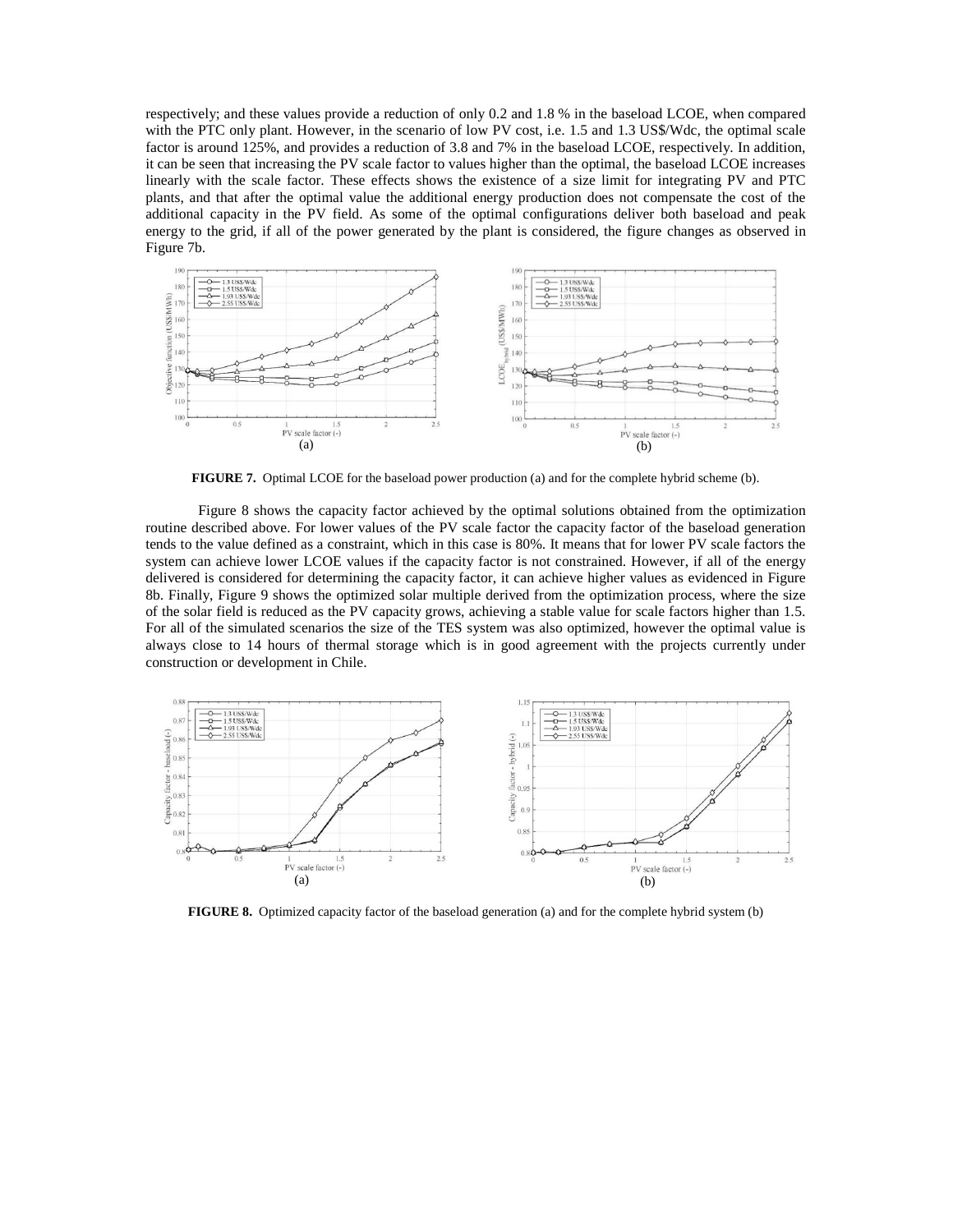respectively; and these values provide a reduction of only 0.2 and 1.8 % in the baseload LCOE, when compared with the PTC only plant. However, in the scenario of low PV cost, i.e. 1.5 and 1.3 US$/Wdc, the optimal scale factor is around 125%, and provides a reduction of 3.8 and 7% in the baseload LCOE, respectively. In addition, it can be seen that increasing the PV scale factor to values higher than the optimal, the baseload LCOE increases linearly with the scale factor. These effects shows the existence of a size limit for integrating PV and PTC plants, and that after the optimal value the additional energy production does not compensate the cost of the additional capacity in the PV field. As some of the optimal configurations deliver both baseload and peak energy to the grid, if all of the power generated by the plant is considered, the figure changes as observed in Figure 7b.

**FIGURE 7.** Optimal LCOE for the baseload power production (a) and for the complete hybrid scheme (b).

Figure 8 shows the capacity factor achieved by the optimal solutions obtained from the optimization routine described above. For lower values of the PV scale factor the capacity factor of the baseload generation tends to the value defined as a constraint, which in this case is 80%. It means that for lower PV scale factors the system can achieve lower LCOE values if the capacity factor is not constrained. However, if all of the energy delivered is considered for determining the capacity factor, it can achieve higher values as evidenced in Figure 8b. Finally, Figure 9 shows the optimized solar multiple derived from the optimization process, where the size of the solar field is reduced as the PV capacity grows, achieving a stable value for scale factors higher than 1.5. For all of the simulated scenarios the size of the TES system was also optimized, however the optimal value is always close to 14 hours of thermal storage which is in good agreement with the projects currently under construction or development in Chile.

**FIGURE 8.** Optimized capacity factor of the baseload generation (a) and for the complete hybrid system (b)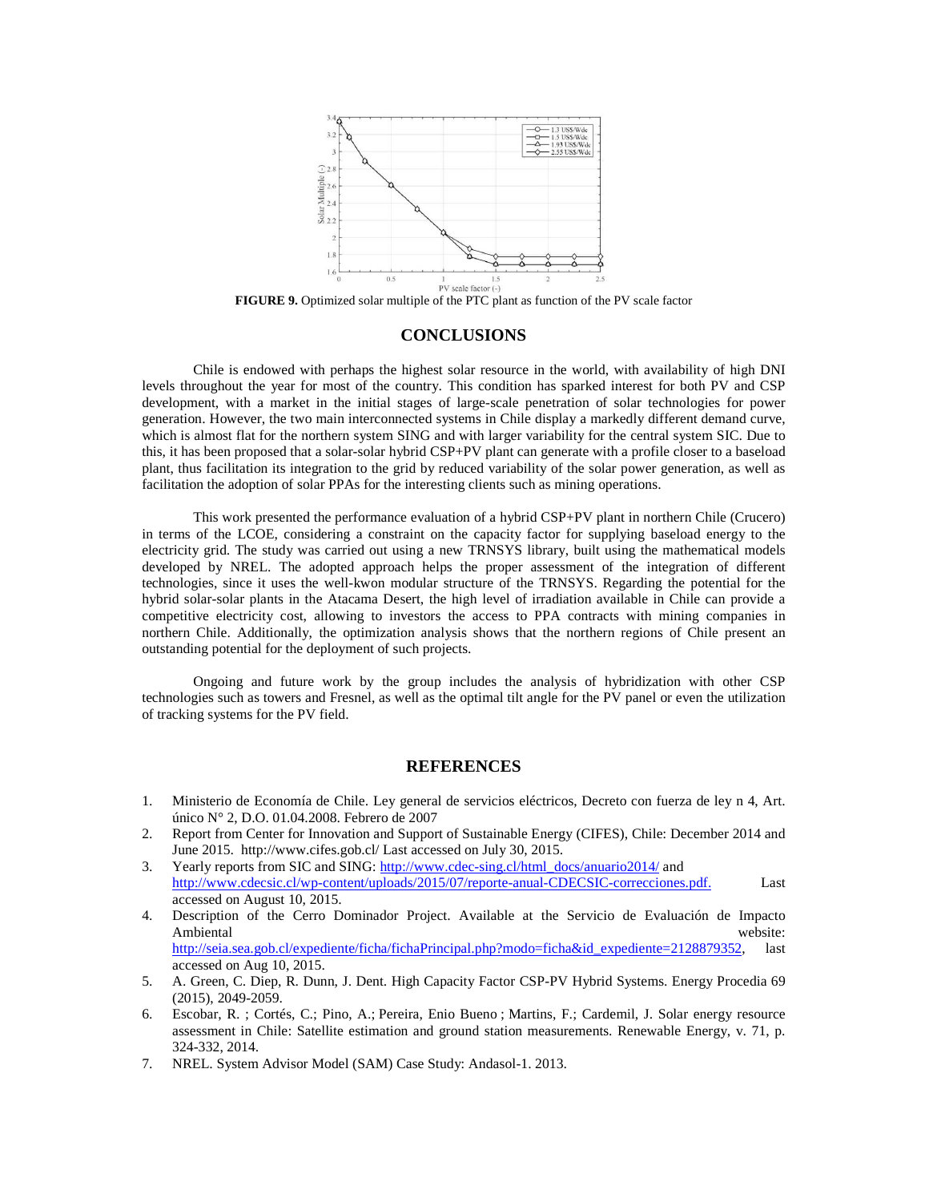**FIGURE 9.** Optimized solar multiple of the PTC plant as function of the PV scale factor

## CONCLUSIONS

Chile is endowed with perhaps the highest solar resource in the world, with availability of high DNI levels throughout the year for most of the country. This condition has sparked interest for both PV and CSP development, with a market in the initial stages of large-scale penetration of solar technologies for power generation. However, the two main interconnected systems in Chile display a markedly different demand curve, which is almost flat for the northern system SING and with larger variability for the central system SIC. Due to this, it has been proposed that a solar-solar hybrid CSP+PV plant can generate with a profile closer to a baseload plant, thus facilitation its integration to the grid by reduced variability of the solar power generation, as well as facilitation the adoption of solar PPAs for the interesting clients such as mining operations.

This work presented the performance evaluation of a hybrid CSP+PV plant in northern Chile (Crucero) in terms of the LCOE, considering a constraint on the capacity factor for supplying baseload energy to the electricity grid. The study was carried out using a new TRNSYS library, built using the mathematical models developed by NREL. The adopted approach helps the proper assessment of the integration of different technologies, since it uses the well-kwon modular structure of the TRNSYS. Regarding the potential for the hybrid solar-solar plants in the Atacama Desert, the high level of irradiation available in Chile can provide a competitive electricity cost, allowing to investors the access to PPA contracts with mining companies in northern Chile. Additionally, the optimization analysis shows that the northern regions of Chile present an outstanding potential for the deployment of such projects.

Ongoing and future work by the group includes the analysis of hybridization with other CSP technologies such as towers and Fresnel, as well as the optimal tilt angle for the PV panel or even the utilization of tracking systems for the PV field.

## REFERENCES

1. Ministerio de Economía de Chile. Ley general de servicios eléctricos, Decreto con fuerza de ley n 4, Art. único N° 2, D.O. 01.04.2008. Febrero de 2007
2. Report from Center for Innovation and Support of Sustainable Energy (CIFES), Chile: December 2014 and June 2015. http://www.cifes.gob.cl/ Last accessed on July 30, 2015.
3. Yearly reports from SIC and SING: http://www.cdec-sing.cl/html_docs/anuario2014/ and http://www.cdecsic.cl/wp-content/uploads/2015/07/reporte-anual-CDECSIC-correcciones.pdf. Last accessed on August 10, 2015.
4. Description of the Cerro Dominador Project. Available at the Servicio de Evaluación de Impacto Ambiental website: http://seia.sea.gob.cl/expediente/ficha/fichaPrincipal.php?modo=ficha&id_expediente=2128879352, last accessed on Aug 10, 2015.
5. A. Green, C. Diep, R. Dunn, J. Dent. High Capacity Factor CSP-PV Hybrid Systems. Energy Procedia 69 (2015), 2049-2059.
6. Escobar, R. ; Cortés, C.; Pino, A.; Pereira, Enio Bueno ; Martins, F.; Cardemil, J. Solar energy resource assessment in Chile: Satellite estimation and ground station measurements. Renewable Energy, v. 71, p. 324-332, 2014.
7. NREL. System Advisor Model (SAM) Case Study: Andasol-1. 2013.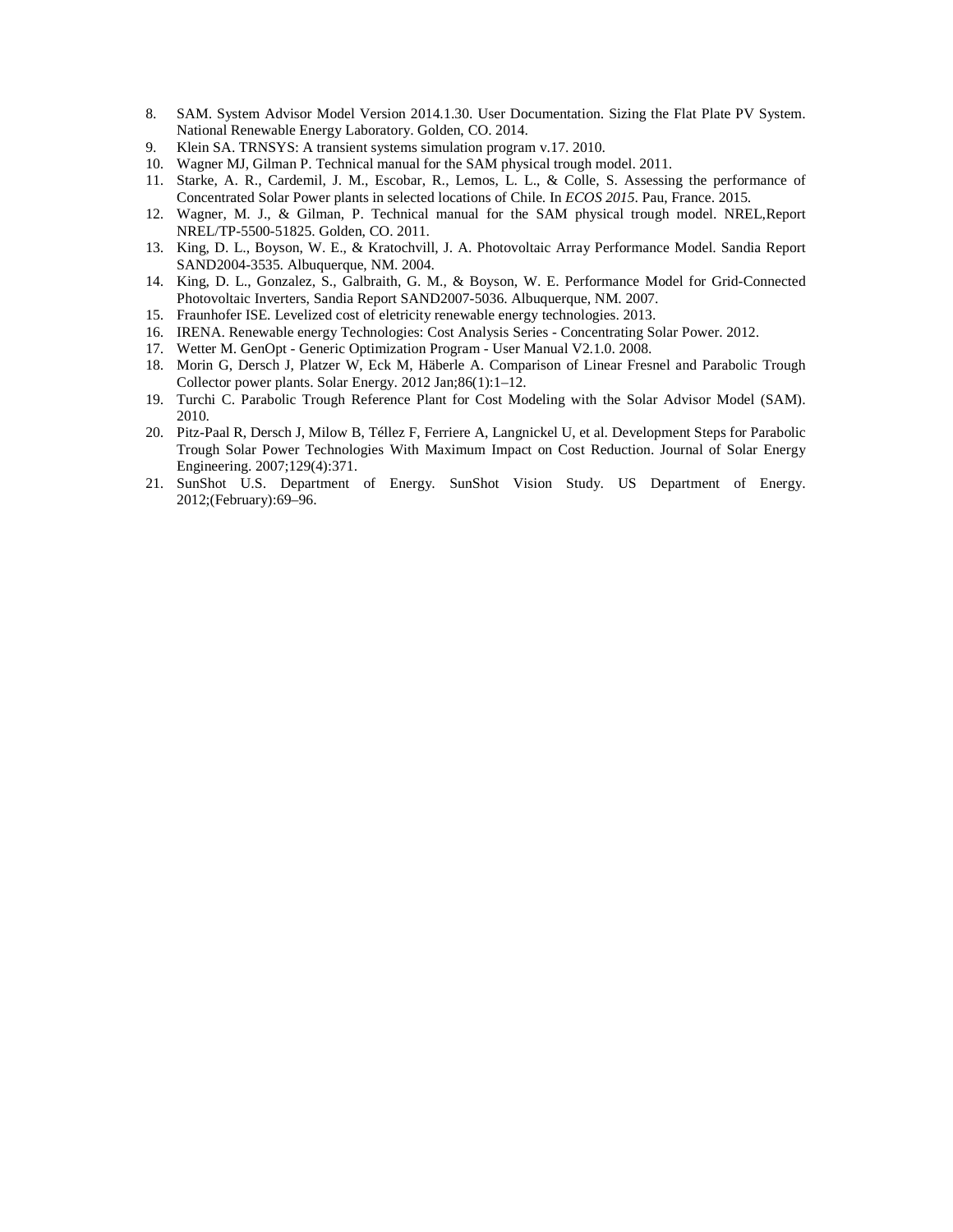8. SAM. System Advisor Model Version 2014.1.30. User Documentation. Sizing the Flat Plate PV System. National Renewable Energy Laboratory. Golden, CO. 2014.
9. Klein SA. TRNSYS: A transient systems simulation program v.17. 2010.
10. Wagner MJ, Gilman P. Technical manual for the SAM physical trough model. 2011.
11. Starke, A. R., Cardemil, J. M., Escobar, R., Lemos, L. L., & Colle, S. Assessing the performance of Concentrated Solar Power plants in selected locations of Chile. In *ECOS 2015*. Pau, France. 2015.
12. Wagner, M. J., & Gilman, P. Technical manual for the SAM physical trough model. NREL,Report NREL/TP-5500-51825. Golden, CO. 2011.
13. King, D. L., Boyson, W. E., & Kratochvill, J. A. Photovoltaic Array Performance Model. Sandia Report SAND2004-3535. Albuquerque, NM. 2004.
14. King, D. L., Gonzalez, S., Galbraith, G. M., & Boyson, W. E. Performance Model for Grid-Connected Photovoltaic Inverters, Sandia Report SAND2007-5036. Albuquerque, NM. 2007.
15. Fraunhofer ISE. Levelized cost of eletricity renewable energy technologies. 2013.
16. IRENA. Renewable energy Technologies: Cost Analysis Series - Concentrating Solar Power. 2012.
17. Wetter M. GenOpt - Generic Optimization Program - User Manual V2.1.0. 2008.
18. Morin G, Dersch J, Platzer W, Eck M, Häberle A. Comparison of Linear Fresnel and Parabolic Trough Collector power plants. Solar Energy. 2012 Jan;86(1):1–12.
19. Turchi C. Parabolic Trough Reference Plant for Cost Modeling with the Solar Advisor Model (SAM). 2010.
20. Pitz-Paal R, Dersch J, Milow B, Téllez F, Ferriere A, Langnickel U, et al. Development Steps for Parabolic Trough Solar Power Technologies With Maximum Impact on Cost Reduction. Journal of Solar Energy Engineering. 2007;129(4):371.
21. SunShot U.S. Department of Energy. SunShot Vision Study. US Department of Energy. 2012;(February):69–96.